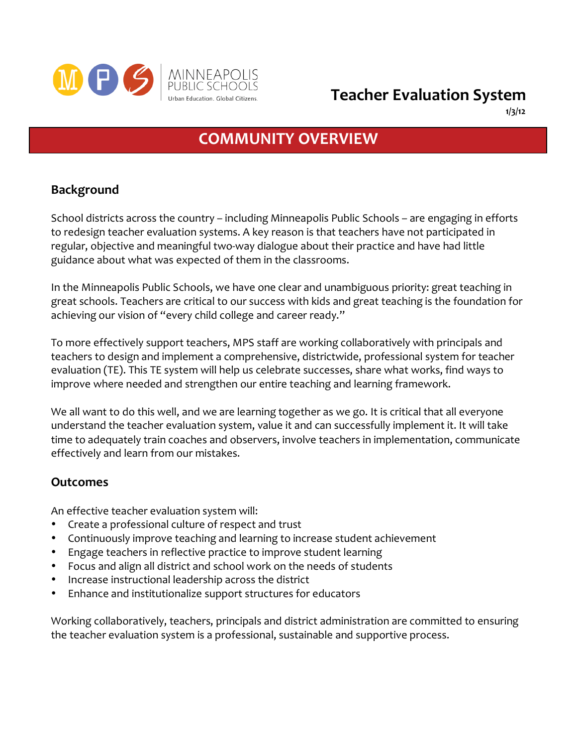MINNEAPOLIS PUBLIC SCHOOLS
Urban Education. Global Citizens.

# Teacher Evaluation System

**1/3/12**

## COMMUNITY OVERVIEW

### Background

School districts across the country – including Minneapolis Public Schools – are engaging in efforts to redesign teacher evaluation systems. A key reason is that teachers have not participated in regular, objective and meaningful two-way dialogue about their practice and have had little guidance about what was expected of them in the classrooms.

In the Minneapolis Public Schools, we have one clear and unambiguous priority: great teaching in great schools. Teachers are critical to our success with kids and great teaching is the foundation for achieving our vision of "every child college and career ready."

To more effectively support teachers, MPS staff are working collaboratively with principals and teachers to design and implement a comprehensive, districtwide, professional system for teacher evaluation (TE). This TE system will help us celebrate successes, share what works, find ways to improve where needed and strengthen our entire teaching and learning framework.

We all want to do this well, and we are learning together as we go. It is critical that all everyone understand the teacher evaluation system, value it and can successfully implement it. It will take time to adequately train coaches and observers, involve teachers in implementation, communicate effectively and learn from our mistakes.

### Outcomes

An effective teacher evaluation system will:

- Create a professional culture of respect and trust
- Continuously improve teaching and learning to increase student achievement
- Engage teachers in reflective practice to improve student learning
- Focus and align all district and school work on the needs of students
- Increase instructional leadership across the district
- Enhance and institutionalize support structures for educators

Working collaboratively, teachers, principals and district administration are committed to ensuring the teacher evaluation system is a professional, sustainable and supportive process.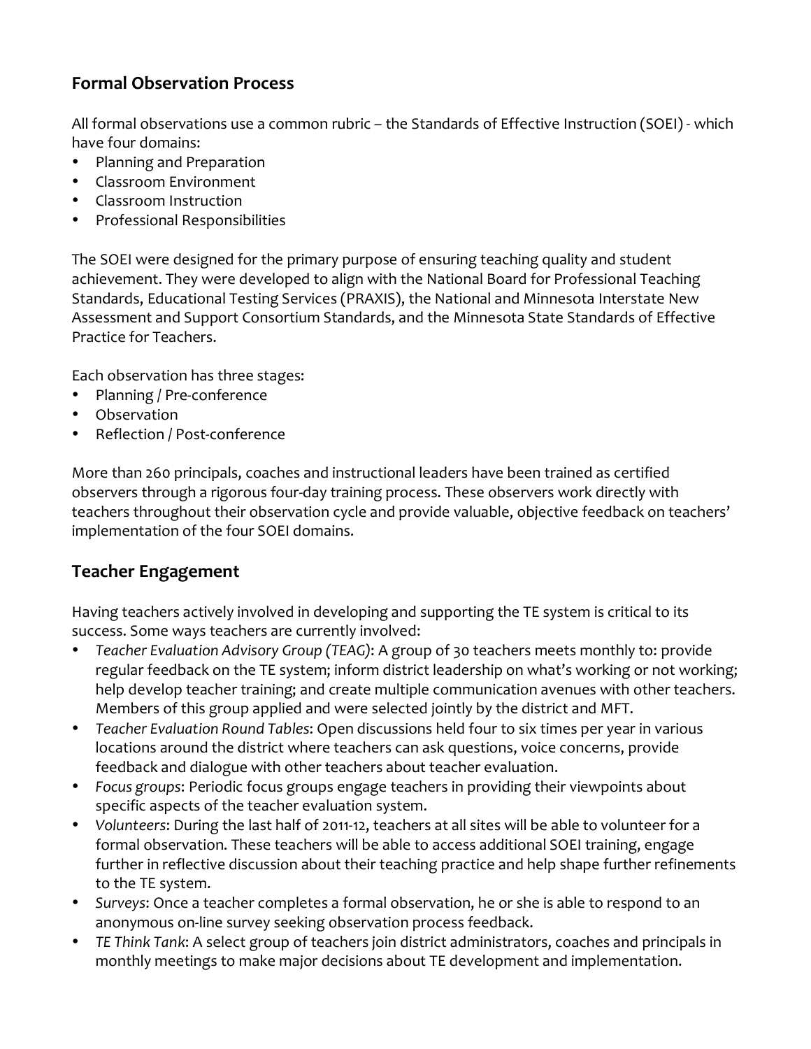## Formal Observation Process

All formal observations use a common rubric – the Standards of Effective Instruction (SOEI) - which have four domains:

- Planning and Preparation
- Classroom Environment
- Classroom Instruction
- Professional Responsibilities

The SOEI were designed for the primary purpose of ensuring teaching quality and student achievement. They were developed to align with the National Board for Professional Teaching Standards, Educational Testing Services (PRAXIS), the National and Minnesota Interstate New Assessment and Support Consortium Standards, and the Minnesota State Standards of Effective Practice for Teachers.

Each observation has three stages:

- Planning / Pre-conference
- Observation
- Reflection / Post-conference

More than 260 principals, coaches and instructional leaders have been trained as certified observers through a rigorous four-day training process. These observers work directly with teachers throughout their observation cycle and provide valuable, objective feedback on teachers' implementation of the four SOEI domains.

## Teacher Engagement

Having teachers actively involved in developing and supporting the TE system is critical to its success. Some ways teachers are currently involved:

- *Teacher Evaluation Advisory Group (TEAG)*: A group of 30 teachers meets monthly to: provide regular feedback on the TE system; inform district leadership on what's working or not working; help develop teacher training; and create multiple communication avenues with other teachers. Members of this group applied and were selected jointly by the district and MFT.
- *Teacher Evaluation Round Tables*: Open discussions held four to six times per year in various locations around the district where teachers can ask questions, voice concerns, provide feedback and dialogue with other teachers about teacher evaluation.
- *Focus groups*: Periodic focus groups engage teachers in providing their viewpoints about specific aspects of the teacher evaluation system.
- *Volunteers*: During the last half of 2011-12, teachers at all sites will be able to volunteer for a formal observation. These teachers will be able to access additional SOEI training, engage further in reflective discussion about their teaching practice and help shape further refinements to the TE system.
- *Surveys*: Once a teacher completes a formal observation, he or she is able to respond to an anonymous on-line survey seeking observation process feedback.
- *TE Think Tank*: A select group of teachers join district administrators, coaches and principals in monthly meetings to make major decisions about TE development and implementation.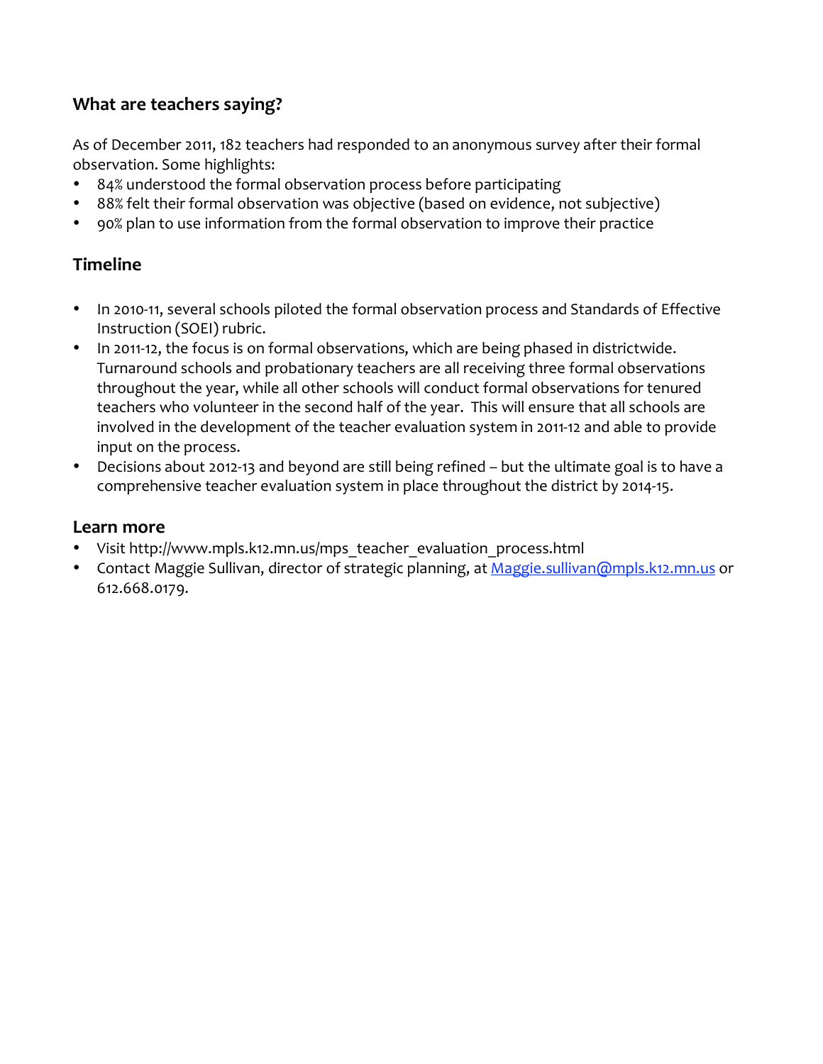### What are teachers saying?

As of December 2011, 182 teachers had responded to an anonymous survey after their formal observation. Some highlights:

- 84% understood the formal observation process before participating
- 88% felt their formal observation was objective (based on evidence, not subjective)
- 90% plan to use information from the formal observation to improve their practice

### Timeline

- In 2010-11, several schools piloted the formal observation process and Standards of Effective Instruction (SOEI) rubric.
- In 2011-12, the focus is on formal observations, which are being phased in districtwide. Turnaround schools and probationary teachers are all receiving three formal observations throughout the year, while all other schools will conduct formal observations for tenured teachers who volunteer in the second half of the year. This will ensure that all schools are involved in the development of the teacher evaluation system in 2011-12 and able to provide input on the process.
- Decisions about 2012-13 and beyond are still being refined – but the ultimate goal is to have a comprehensive teacher evaluation system in place throughout the district by 2014-15.

### Learn more

- Visit http://www.mpls.k12.mn.us/mps_teacher_evaluation_process.html
- Contact Maggie Sullivan, director of strategic planning, at [Maggie.sullivan@mpls.k12.mn.us](mailto:Maggie.sullivan@mpls.k12.mn.us) or 612.668.0179.